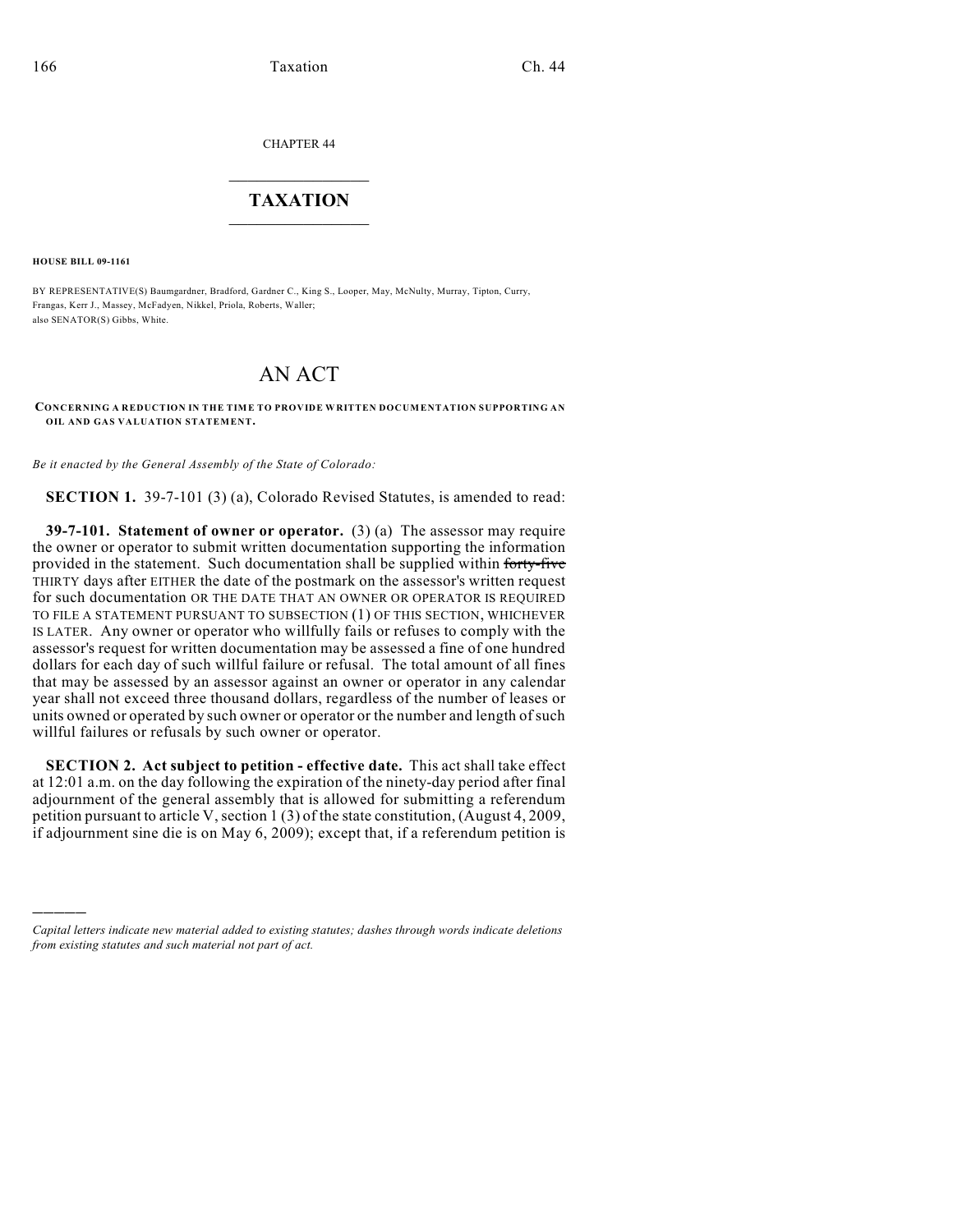CHAPTER 44

# TAXATION

**HOUSE BILL 09-1161**

BY REPRESENTATIVE(S) Baumgardner, Bradford, Gardner C., King S., Looper, May, McNulty, Murray, Tipton, Curry, Frangas, Kerr J., Massey, McFadyen, Nikkel, Priola, Roberts, Waller;
also SENATOR(S) Gibbs, White.

# AN ACT

**CONCERNING A REDUCTION IN THE TIME TO PROVIDE WRITTEN DOCUMENTATION SUPPORTING AN OIL AND GAS VALUATION STATEMENT.**

*Be it enacted by the General Assembly of the State of Colorado:*

**SECTION 1.** 39-7-101 (3) (a), Colorado Revised Statutes, is amended to read:

**39-7-101. Statement of owner or operator.** (3) (a) The assessor may require the owner or operator to submit written documentation supporting the information provided in the statement. Such documentation shall be supplied within ~~forty-five~~ THIRTY days after EITHER the date of the postmark on the assessor's written request for such documentation OR THE DATE THAT AN OWNER OR OPERATOR IS REQUIRED TO FILE A STATEMENT PURSUANT TO SUBSECTION (1) OF THIS SECTION, WHICHEVER IS LATER. Any owner or operator who willfully fails or refuses to comply with the assessor's request for written documentation may be assessed a fine of one hundred dollars for each day of such willful failure or refusal. The total amount of all fines that may be assessed by an assessor against an owner or operator in any calendar year shall not exceed three thousand dollars, regardless of the number of leases or units owned or operated by such owner or operator or the number and length of such willful failures or refusals by such owner or operator.

**SECTION 2. Act subject to petition - effective date.** This act shall take effect at 12:01 a.m. on the day following the expiration of the ninety-day period after final adjournment of the general assembly that is allowed for submitting a referendum petition pursuant to article V, section 1 (3) of the state constitution, (August 4, 2009, if adjournment sine die is on May 6, 2009); except that, if a referendum petition is

---

*Capital letters indicate new material added to existing statutes; dashes through words indicate deletions from existing statutes and such material not part of act.*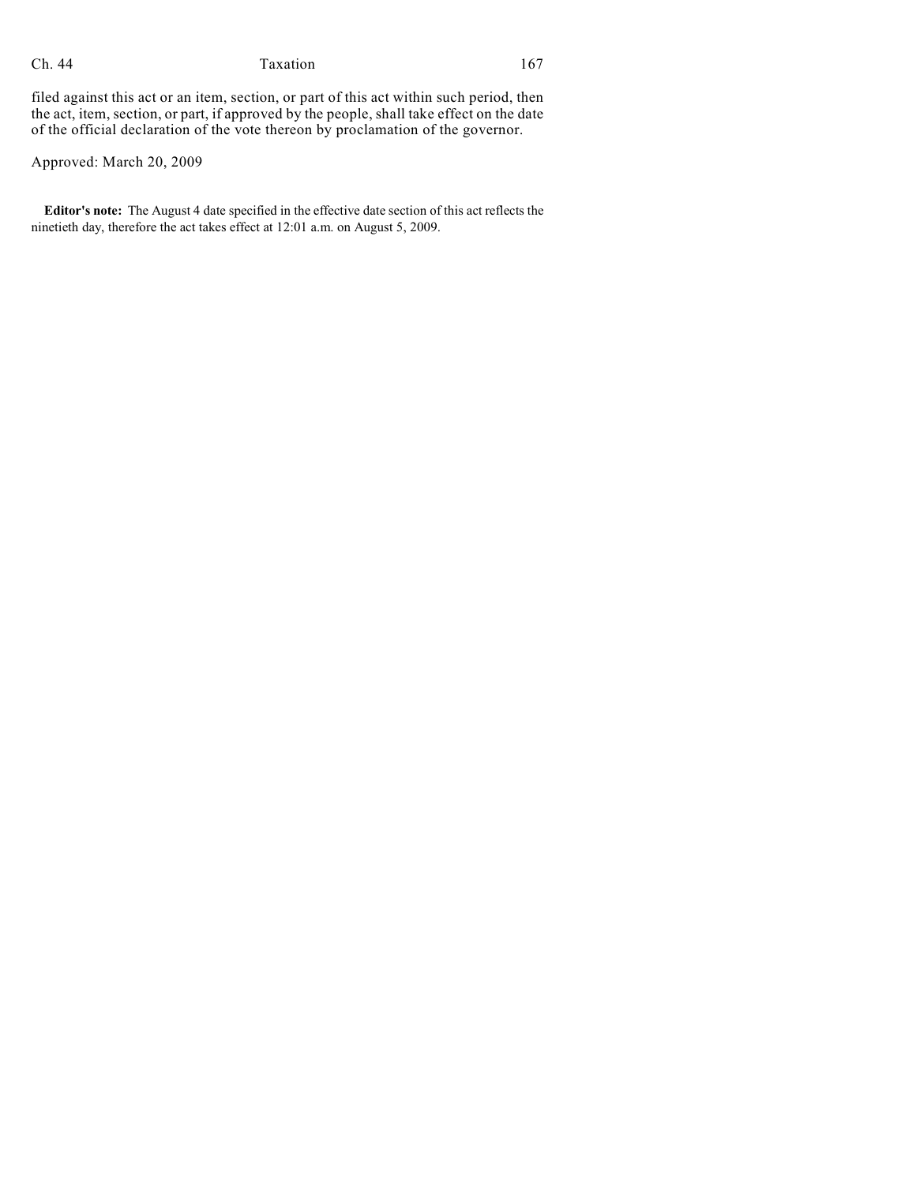filed against this act or an item, section, or part of this act within such period, then the act, item, section, or part, if approved by the people, shall take effect on the date of the official declaration of the vote thereon by proclamation of the governor.

Approved: March 20, 2009

**Editor's note:** The August 4 date specified in the effective date section of this act reflects the ninetieth day, therefore the act takes effect at 12:01 a.m. on August 5, 2009.